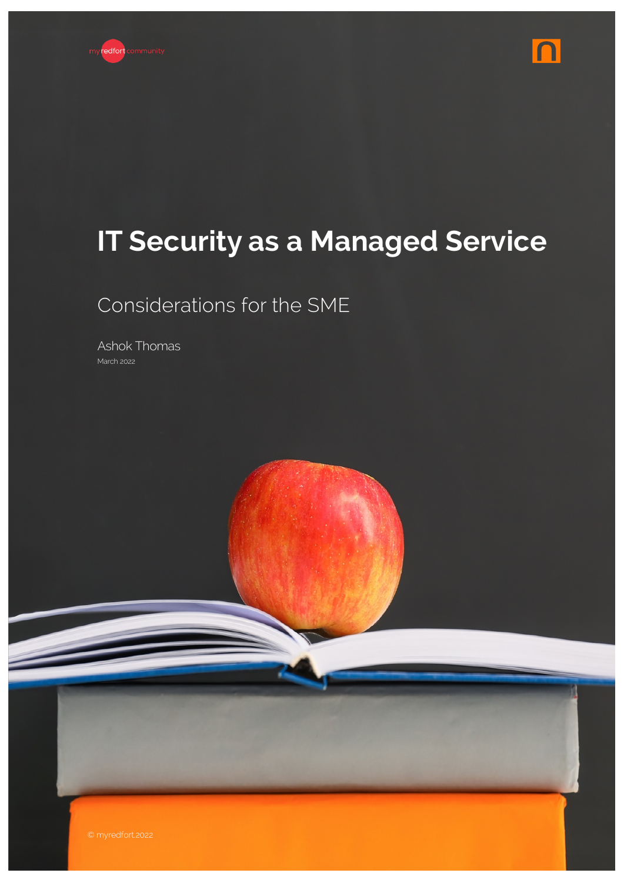myredfort community

# IT Security as a Managed Service

## Considerations for the SME

Ashok Thomas

March 2022

© myredfort.2022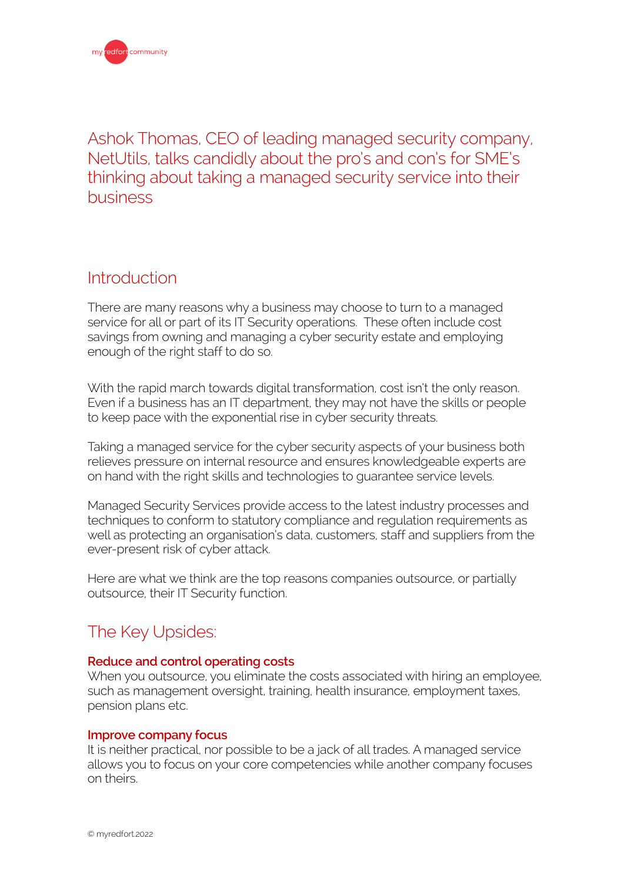Ashok Thomas, CEO of leading managed security company, NetUtils, talks candidly about the pro's and con's for SME's thinking about taking a managed security service into their business

## Introduction

There are many reasons why a business may choose to turn to a managed service for all or part of its IT Security operations. These often include cost savings from owning and managing a cyber security estate and employing enough of the right staff to do so.

With the rapid march towards digital transformation, cost isn't the only reason. Even if a business has an IT department, they may not have the skills or people to keep pace with the exponential rise in cyber security threats.

Taking a managed service for the cyber security aspects of your business both relieves pressure on internal resource and ensures knowledgeable experts are on hand with the right skills and technologies to guarantee service levels.

Managed Security Services provide access to the latest industry processes and techniques to conform to statutory compliance and regulation requirements as well as protecting an organisation's data, customers, staff and suppliers from the ever-present risk of cyber attack.

Here are what we think are the top reasons companies outsource, or partially outsource, their IT Security function.

## The Key Upsides:

**Reduce and control operating costs**
When you outsource, you eliminate the costs associated with hiring an employee, such as management oversight, training, health insurance, employment taxes, pension plans etc.

**Improve company focus**
It is neither practical, nor possible to be a jack of all trades. A managed service allows you to focus on your core competencies while another company focuses on theirs.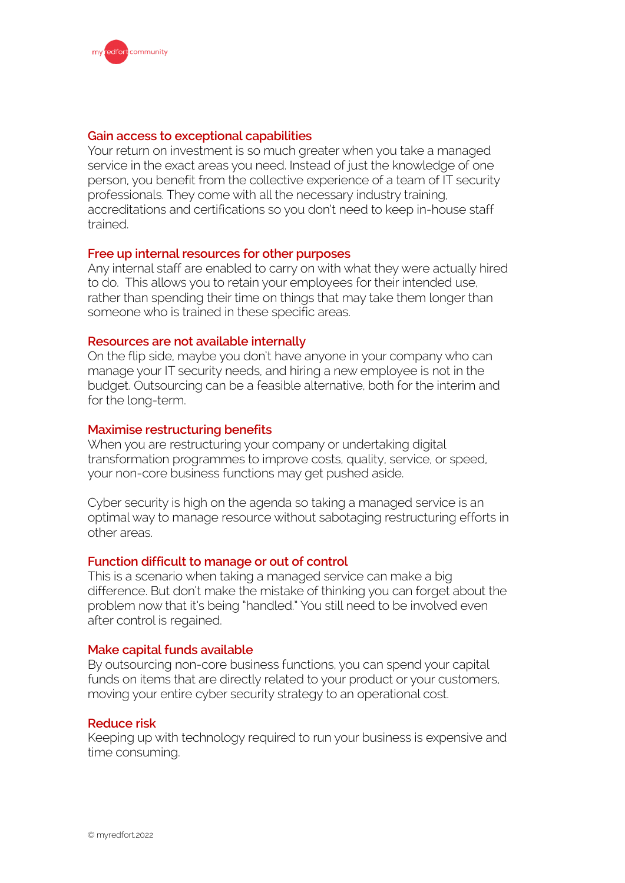### Gain access to exceptional capabilities

Your return on investment is so much greater when you take a managed service in the exact areas you need. Instead of just the knowledge of one person, you benefit from the collective experience of a team of IT security professionals. They come with all the necessary industry training, accreditations and certifications so you don't need to keep in-house staff trained.

### Free up internal resources for other purposes

Any internal staff are enabled to carry on with what they were actually hired to do. This allows you to retain your employees for their intended use, rather than spending their time on things that may take them longer than someone who is trained in these specific areas.

### Resources are not available internally

On the flip side, maybe you don't have anyone in your company who can manage your IT security needs, and hiring a new employee is not in the budget. Outsourcing can be a feasible alternative, both for the interim and for the long-term.

### Maximise restructuring benefits

When you are restructuring your company or undertaking digital transformation programmes to improve costs, quality, service, or speed, your non-core business functions may get pushed aside.

Cyber security is high on the agenda so taking a managed service is an optimal way to manage resource without sabotaging restructuring efforts in other areas.

### Function difficult to manage or out of control

This is a scenario when taking a managed service can make a big difference. But don't make the mistake of thinking you can forget about the problem now that it's being "handled." You still need to be involved even after control is regained.

### Make capital funds available

By outsourcing non-core business functions, you can spend your capital funds on items that are directly related to your product or your customers, moving your entire cyber security strategy to an operational cost.

### Reduce risk

Keeping up with technology required to run your business is expensive and time consuming.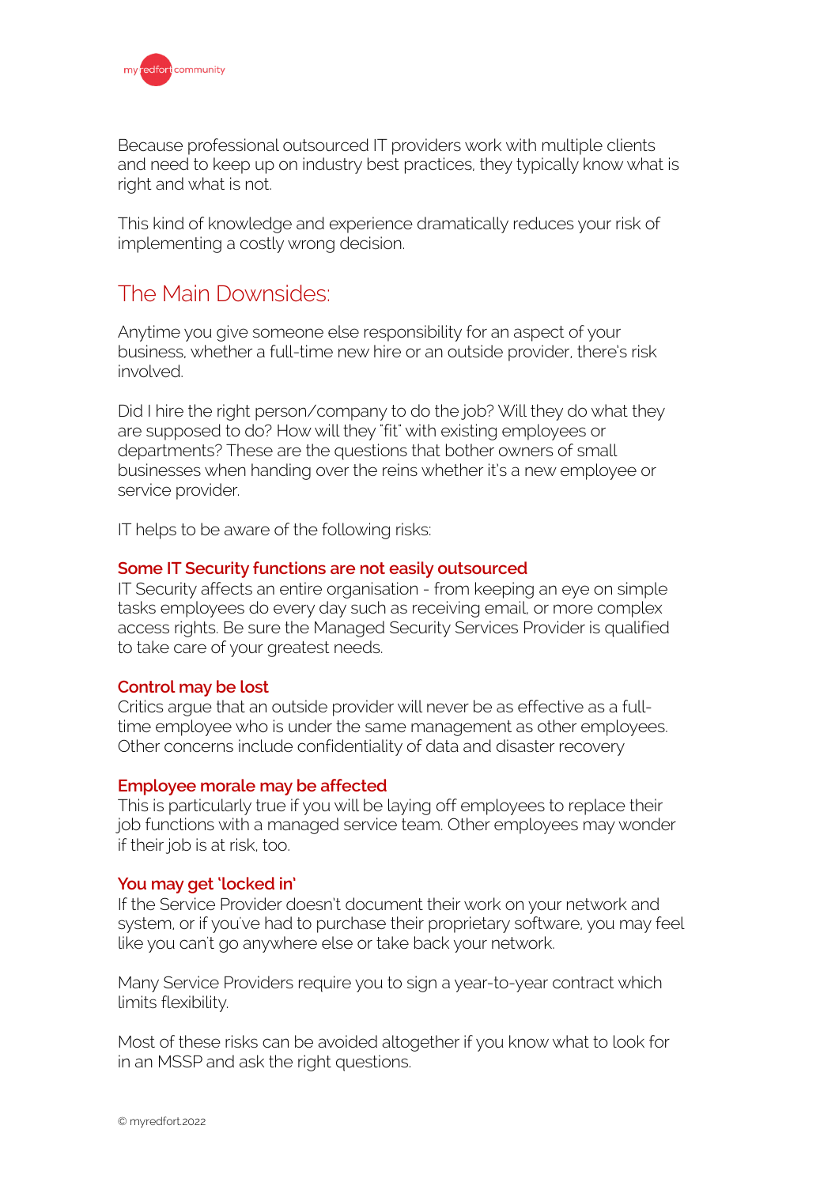Because professional outsourced IT providers work with multiple clients and need to keep up on industry best practices, they typically know what is right and what is not.

This kind of knowledge and experience dramatically reduces your risk of implementing a costly wrong decision.

## The Main Downsides:

Anytime you give someone else responsibility for an aspect of your business, whether a full-time new hire or an outside provider, there's risk involved.

Did I hire the right person/company to do the job? Will they do what they are supposed to do? How will they "fit" with existing employees or departments? These are the questions that bother owners of small businesses when handing over the reins whether it's a new employee or service provider.

IT helps to be aware of the following risks:

### Some IT Security functions are not easily outsourced

IT Security affects an entire organisation - from keeping an eye on simple tasks employees do every day such as receiving email, or more complex access rights. Be sure the Managed Security Services Provider is qualified to take care of your greatest needs.

### Control may be lost

Critics argue that an outside provider will never be as effective as a full-time employee who is under the same management as other employees. Other concerns include confidentiality of data and disaster recovery

### Employee morale may be affected

This is particularly true if you will be laying off employees to replace their job functions with a managed service team. Other employees may wonder if their job is at risk, too.

### You may get 'locked in'

If the Service Provider doesn't document their work on your network and system, or if you've had to purchase their proprietary software, you may feel like you can't go anywhere else or take back your network.

Many Service Providers require you to sign a year-to-year contract which limits flexibility.

Most of these risks can be avoided altogether if you know what to look for in an MSSP and ask the right questions.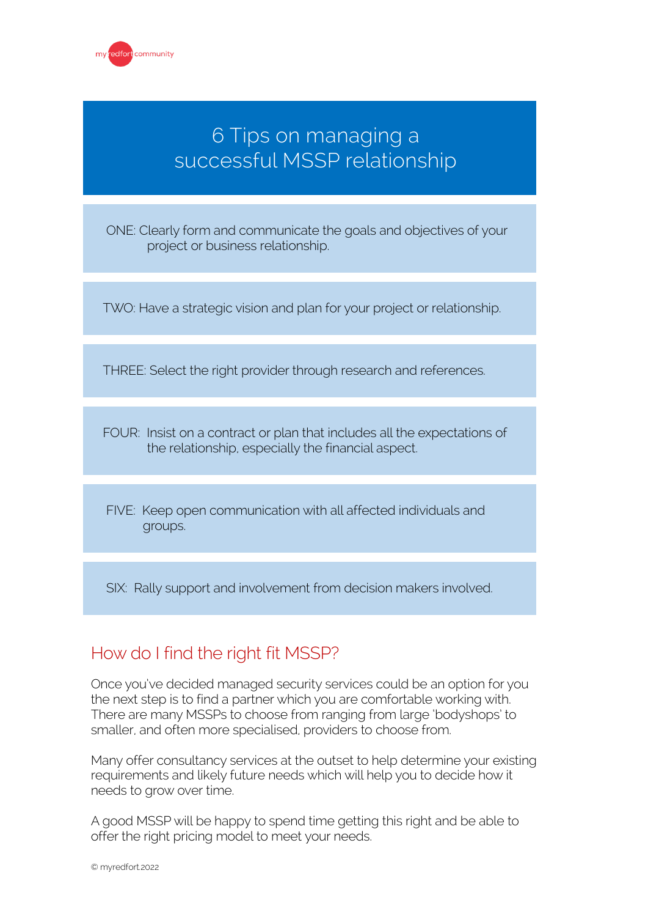# 6 Tips on managing a successful MSSP relationship

ONE: Clearly form and communicate the goals and objectives of your project or business relationship.

TWO: Have a strategic vision and plan for your project or relationship.

THREE: Select the right provider through research and references.

FOUR: Insist on a contract or plan that includes all the expectations of the relationship, especially the financial aspect.

FIVE: Keep open communication with all affected individuals and groups.

SIX: Rally support and involvement from decision makers involved.

## How do I find the right fit MSSP?

Once you've decided managed security services could be an option for you the next step is to find a partner which you are comfortable working with. There are many MSSPs to choose from ranging from large 'bodyshops' to smaller, and often more specialised, providers to choose from.

Many offer consultancy services at the outset to help determine your existing requirements and likely future needs which will help you to decide how it needs to grow over time.

A good MSSP will be happy to spend time getting this right and be able to offer the right pricing model to meet your needs.

© myredfort 2022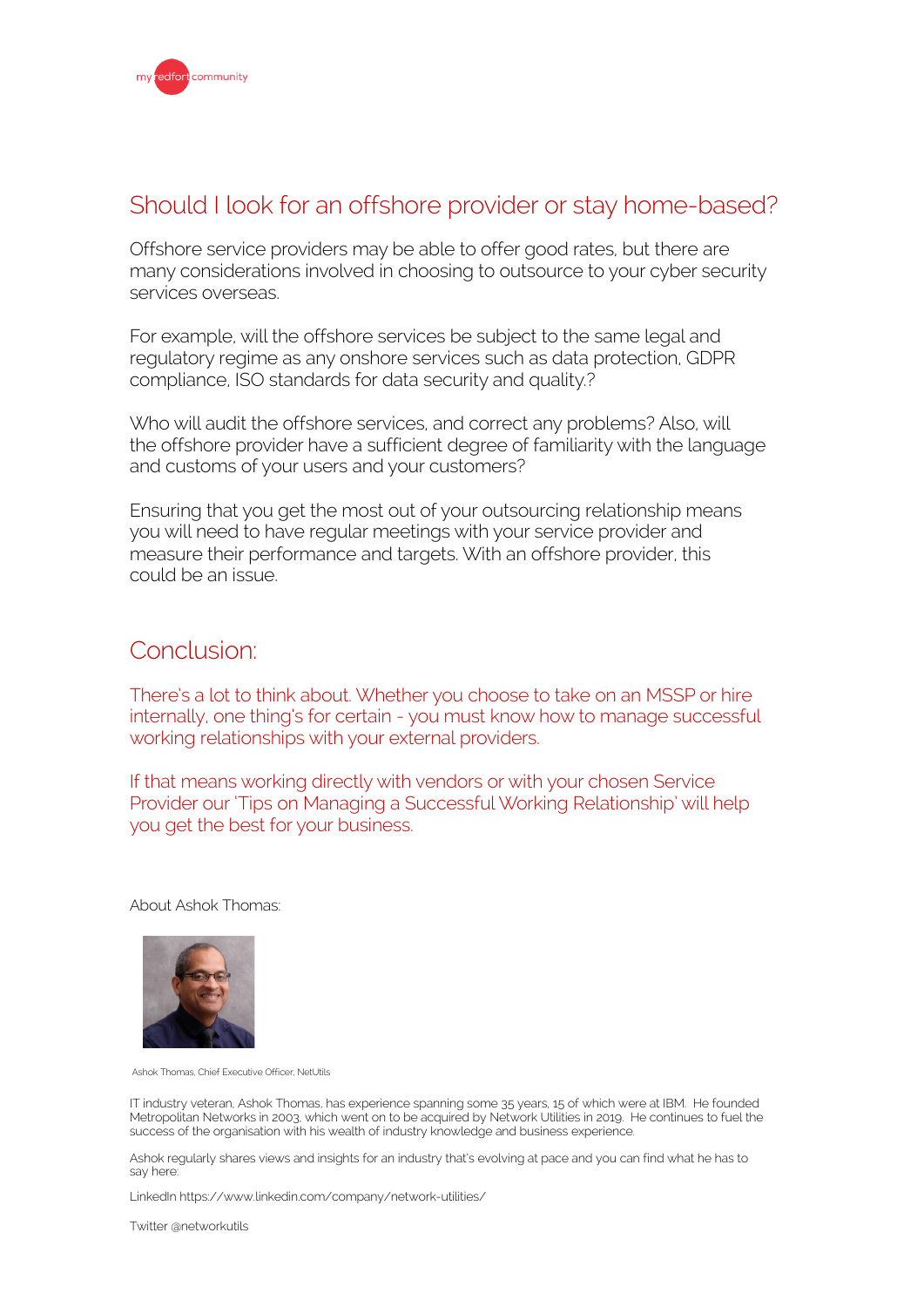## Should I look for an offshore provider or stay home-based?

Offshore service providers may be able to offer good rates, but there are many considerations involved in choosing to outsource to your cyber security services overseas.

For example, will the offshore services be subject to the same legal and regulatory regime as any onshore services such as data protection, GDPR compliance, ISO standards for data security and quality.?

Who will audit the offshore services, and correct any problems? Also, will the offshore provider have a sufficient degree of familiarity with the language and customs of your users and your customers?

Ensuring that you get the most out of your outsourcing relationship means you will need to have regular meetings with your service provider and measure their performance and targets. With an offshore provider, this could be an issue.

## Conclusion:

There's a lot to think about. Whether you choose to take on an MSSP or hire internally, one thing's for certain - you must know how to manage successful working relationships with your external providers.

If that means working directly with vendors or with your chosen Service Provider our 'Tips on Managing a Successful Working Relationship' will help you get the best for your business.

About Ashok Thomas:

Ashok Thomas, Chief Executive Officer, NetUtils

IT industry veteran, Ashok Thomas, has experience spanning some 35 years, 15 of which were at IBM. He founded Metropolitan Networks in 2003, which went on to be acquired by Network Utilities in 2019. He continues to fuel the success of the organisation with his wealth of industry knowledge and business experience.

Ashok regularly shares views and insights for an industry that's evolving at pace and you can find what he has to say here:

LinkedIn https://www.linkedin.com/company/network-utilities/

Twitter @networkutils